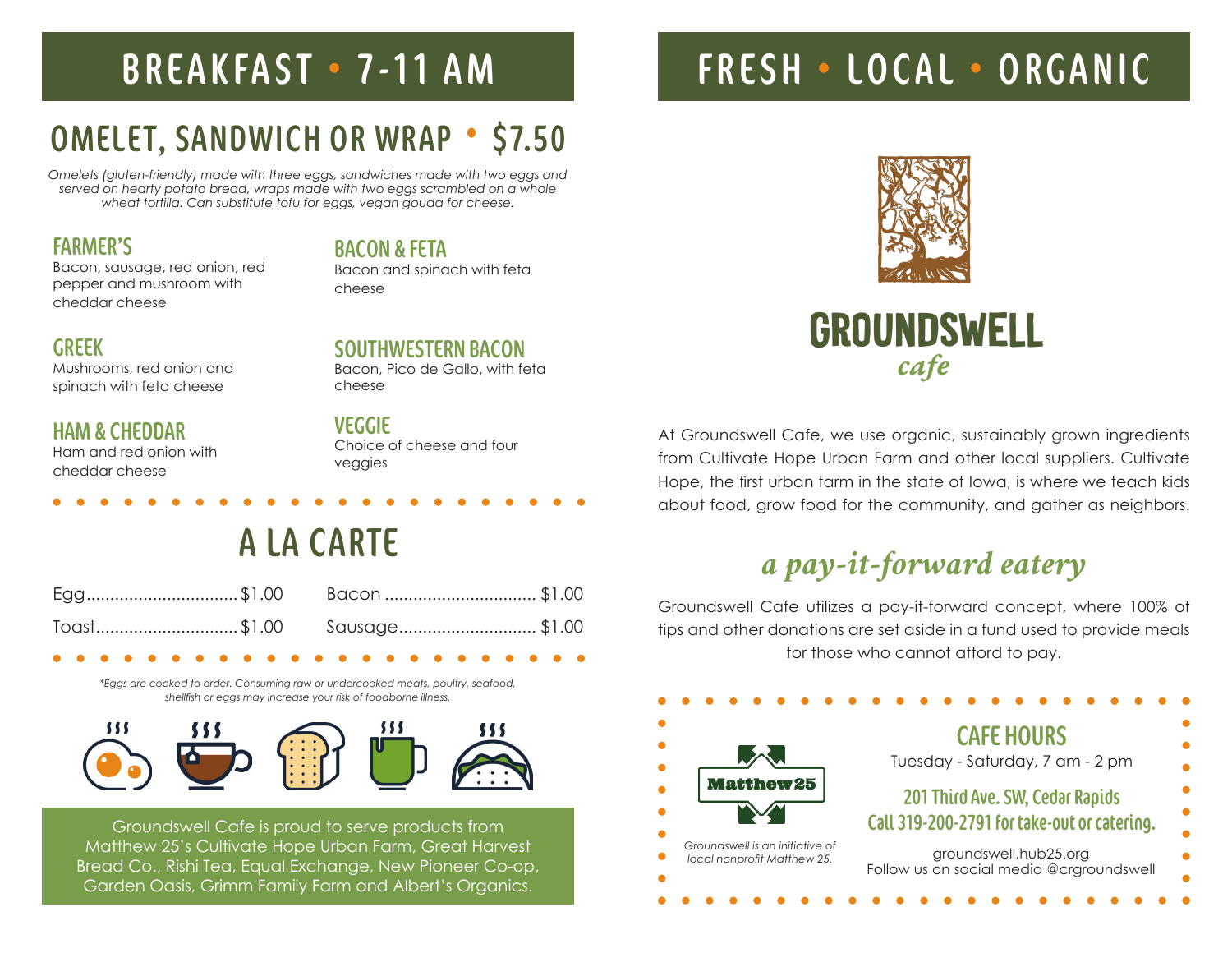# BREAKFAST • 7-11 AM

## OMELET, SANDWICH OR WRAP • $7.50

*Omelets (gluten-friendly) made with three eggs, sandwiches made with two eggs and served on hearty potato bread, wraps made with two eggs scrambled on a whole wheat tortilla. Can substitute tofu for eggs, vegan gouda for cheese.*

### FARMER'S
Bacon, sausage, red onion, red pepper and mushroom with cheddar cheese

### GREEK
Mushrooms, red onion and spinach with feta cheese

### HAM & CHEDDAR
Ham and red onion with cheddar cheese

### BACON & FETA
Bacon and spinach with feta cheese

### SOUTHWESTERN BACON
Bacon, Pico de Gallo, with feta cheese

### VEGGIE
Choice of cheese and four veggies

## A LA CARTE

| Item | Price | Item | Price |
| --- | --- | --- | --- |
| Egg | $1.00 | Bacon | $1.00 |
| Toast | $1.00 | Sausage | $1.00 |

*\*Eggs are cooked to order. Consuming raw or undercooked meats, poultry, seafood, shellfish or eggs may increase your risk of foodborne illness.*

Groundswell Cafe is proud to serve products from Matthew 25's Cultivate Hope Urban Farm, Great Harvest Bread Co., Rishi Tea, Equal Exchange, New Pioneer Co-op, Garden Oasis, Grimm Family Farm and Albert's Organics.

# FRESH • LOCAL • ORGANIC

**GROUNDSWELL** *cafe*

At Groundswell Cafe, we use organic, sustainably grown ingredients from Cultivate Hope Urban Farm and other local suppliers. Cultivate Hope, the first urban farm in the state of Iowa, is where we teach kids about food, grow food for the community, and gather as neighbors.

## *a pay-it-forward eatery*

Groundswell Cafe utilizes a pay-it-forward concept, where 100% of tips and other donations are set aside in a fund used to provide meals for those who cannot afford to pay.

Matthew25

*Groundswell is an initiative of local nonprofit Matthew 25.*

### CAFE HOURS

Tuesday - Saturday, 7 am - 2 pm

**201 Third Ave. SW, Cedar Rapids**
**Call 319-200-2791 for take-out or catering.**

groundswell.hub25.org
Follow us on social media @crgroundswell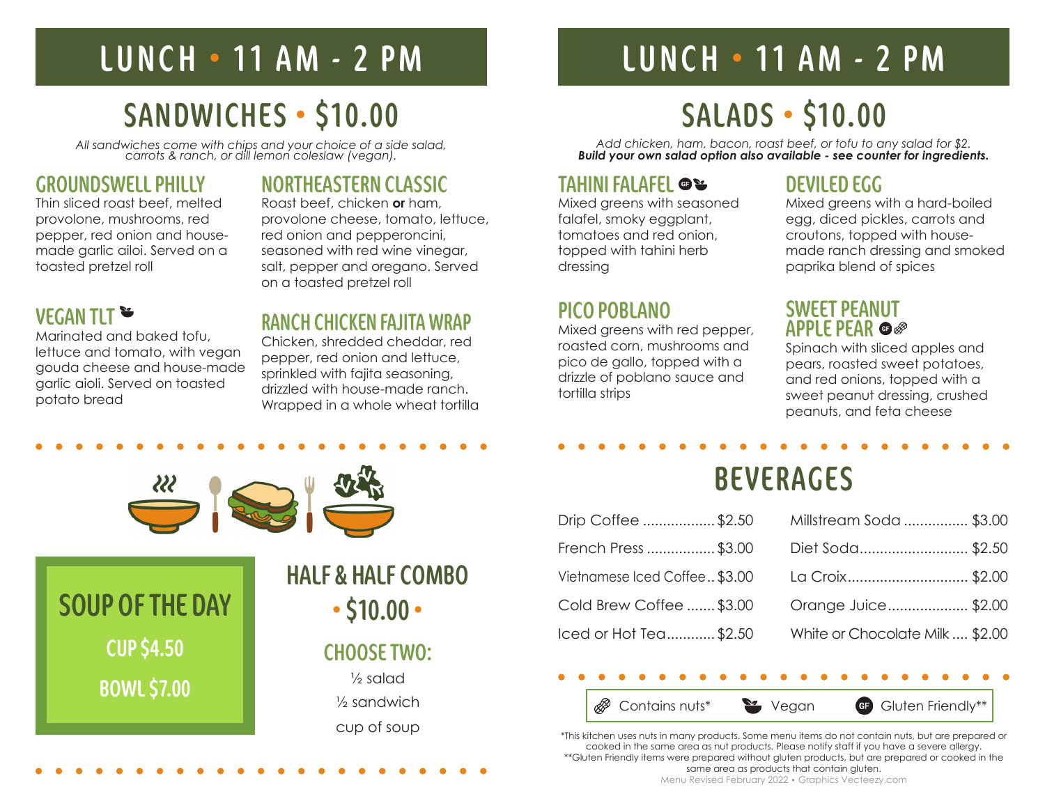# LUNCH • 11 AM - 2 PM

## SANDWICHES • $10.00

*All sandwiches come with chips and your choice of a side salad, carrots & ranch, or dill lemon coleslaw (vegan).*

### GROUNDSWELL PHILLY

Thin sliced roast beef, melted provolone, mushrooms, red pepper, red onion and house-made garlic ailoi. Served on a toasted pretzel roll

### NORTHEASTERN CLASSIC

Roast beef, chicken **or** ham, provolone cheese, tomato, lettuce, red onion and pepperoncini, seasoned with red wine vinegar, salt, pepper and oregano. Served on a toasted pretzel roll

### VEGAN TLT (Vegan)

Marinated and baked tofu, lettuce and tomato, with vegan gouda cheese and house-made garlic aioli. Served on toasted potato bread

### RANCH CHICKEN FAJITA WRAP

Chicken, shredded cheddar, red pepper, red onion and lettuce, sprinkled with fajita seasoning, drizzled with house-made ranch. Wrapped in a whole wheat tortilla

## SOUP OF THE DAY

CUP $4.50

BOWL $7.00

## HALF & HALF COMBO • $10.00 •

### CHOOSE TWO:

½ salad

½ sandwich

cup of soup

# LUNCH • 11 AM - 2 PM

## SALADS • $10.00

*Add chicken, ham, bacon, roast beef, or tofu to any salad for $2.*
***Build your own salad option also available - see counter for ingredients.***

### TAHINI FALAFEL (GF) (Vegan)

Mixed greens with seasoned falafel, smoky eggplant, tomatoes and red onion, topped with tahini herb dressing

### DEVILED EGG

Mixed greens with a hard-boiled egg, diced pickles, carrots and croutons, topped with house-made ranch dressing and smoked paprika blend of spices

### PICO POBLANO

Mixed greens with red pepper, roasted corn, mushrooms and pico de gallo, topped with a drizzle of poblano sauce and tortilla strips

### SWEET PEANUT APPLE PEAR (GF) (Contains nuts)

Spinach with sliced apples and pears, roasted sweet potatoes, and red onions, topped with a sweet peanut dressing, crushed peanuts, and feta cheese

## BEVERAGES

| | | | |
|---|---|---|---|
| Drip Coffee | $2.50 | Millstream Soda | $3.00 |
| French Press | $3.00 | Diet Soda | $2.50 |
| Vietnamese Iced Coffee | $3.00 | La Croix | $2.00 |
| Cold Brew Coffee | $3.00 | Orange Juice | $2.00 |
| Iced or Hot Tea | $2.50 | White or Chocolate Milk | $2.00 |

Contains nuts* | Vegan | GF Gluten Friendly**

*This kitchen uses nuts in many products. Some menu items do not contain nuts, but are prepared or cooked in the same area as nut products. Please notify staff if you have a severe allergy.
**Gluten Friendly items were prepared without gluten products, but are prepared or cooked in the same area as products that contain gluten.

Menu Revised February 2022 • Graphics Vecteezy.com